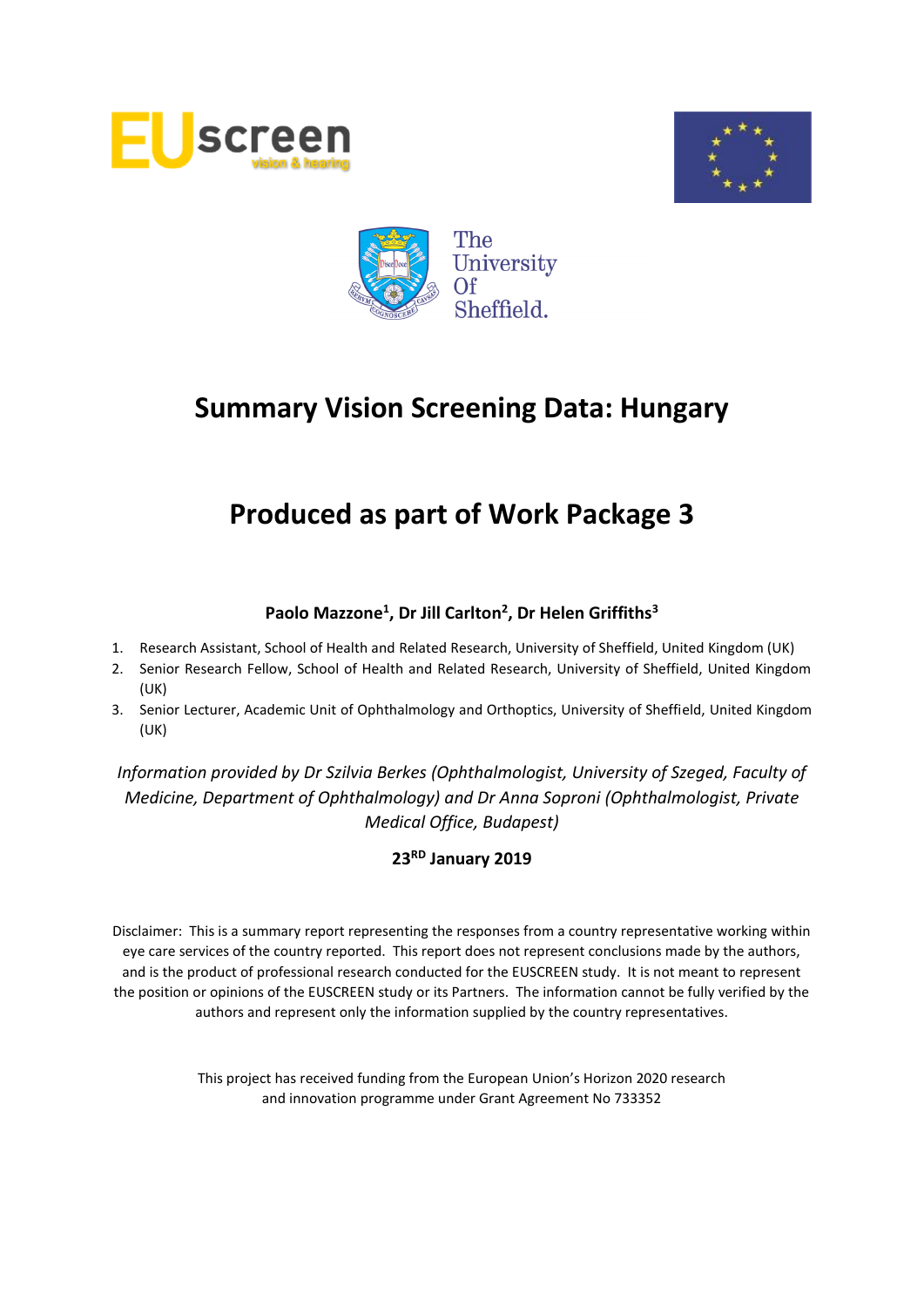# Summary Vision Screening Data: Hungary

# Produced as part of Work Package 3

**Paolo Mazzone[1], Dr Jill Carlton[2], Dr Helen Griffiths[3]**

1. Research Assistant, School of Health and Related Research, University of Sheffield, United Kingdom (UK)
2. Senior Research Fellow, School of Health and Related Research, University of Sheffield, United Kingdom (UK)
3. Senior Lecturer, Academic Unit of Ophthalmology and Orthoptics, University of Sheffield, United Kingdom (UK)

*Information provided by Dr Szilvia Berkes (Ophthalmologist, University of Szeged, Faculty of Medicine, Department of Ophthalmology) and Dr Anna Soproni (Ophthalmologist, Private Medical Office, Budapest)*

**23RD January 2019**

Disclaimer: This is a summary report representing the responses from a country representative working within eye care services of the country reported. This report does not represent conclusions made by the authors, and is the product of professional research conducted for the EUSCREEN study. It is not meant to represent the position or opinions of the EUSCREEN study or its Partners. The information cannot be fully verified by the authors and represent only the information supplied by the country representatives.

This project has received funding from the European Union's Horizon 2020 research and innovation programme under Grant Agreement No 733352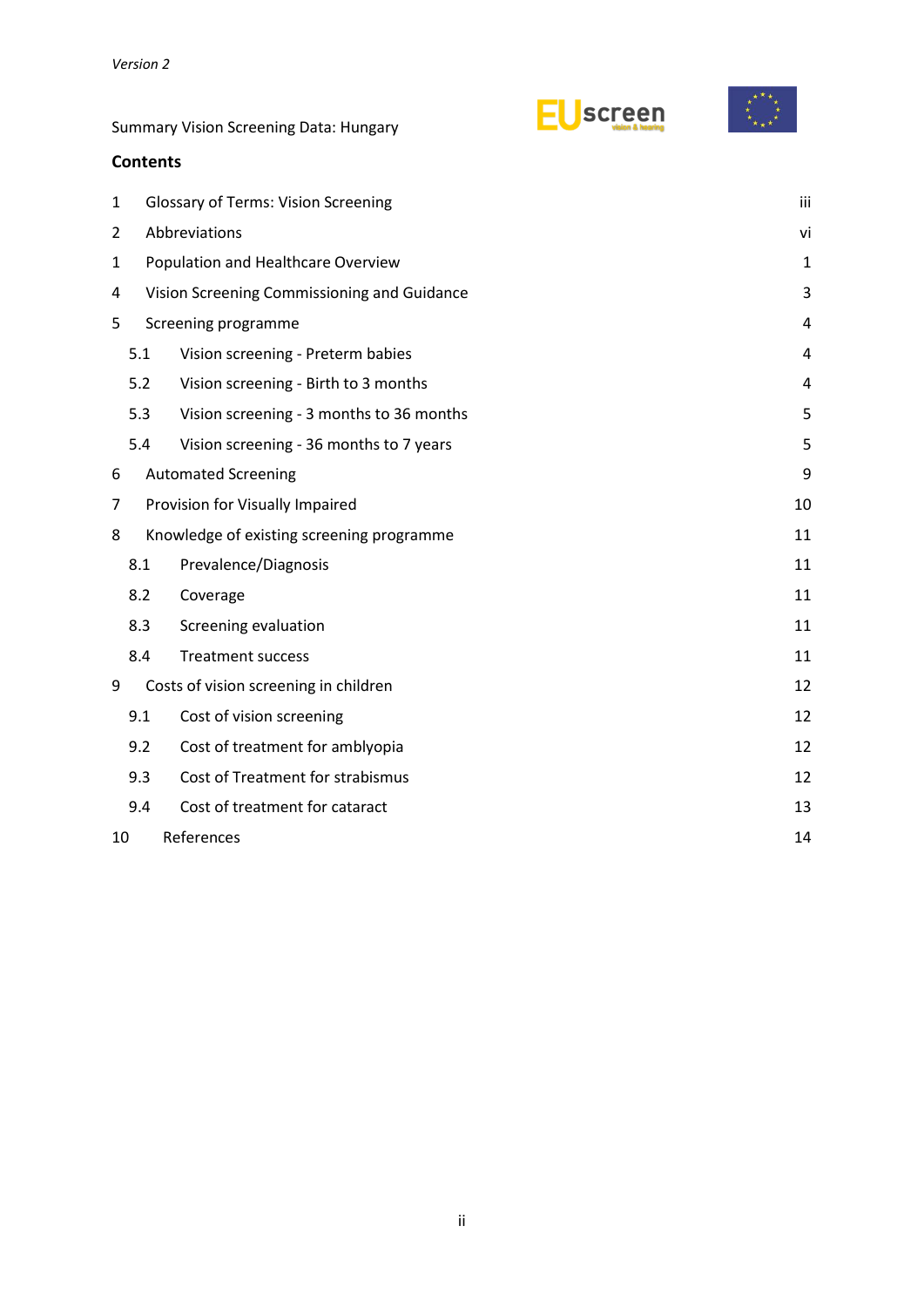*Version 2*

Summary Vision Screening Data: Hungary

## Contents

| | | |
|---|---|---|
| 1 | Glossary of Terms: Vision Screening | iii |
| 2 | Abbreviations | vi |
| 1 | Population and Healthcare Overview | 1 |
| 4 | Vision Screening Commissioning and Guidance | 3 |
| 5 | Screening programme | 4 |
| 5.1 | Vision screening - Preterm babies | 4 |
| 5.2 | Vision screening - Birth to 3 months | 4 |
| 5.3 | Vision screening - 3 months to 36 months | 5 |
| 5.4 | Vision screening - 36 months to 7 years | 5 |
| 6 | Automated Screening | 9 |
| 7 | Provision for Visually Impaired | 10 |
| 8 | Knowledge of existing screening programme | 11 |
| 8.1 | Prevalence/Diagnosis | 11 |
| 8.2 | Coverage | 11 |
| 8.3 | Screening evaluation | 11 |
| 8.4 | Treatment success | 11 |
| 9 | Costs of vision screening in children | 12 |
| 9.1 | Cost of vision screening | 12 |
| 9.2 | Cost of treatment for amblyopia | 12 |
| 9.3 | Cost of Treatment for strabismus | 12 |
| 9.4 | Cost of treatment for cataract | 13 |
| 10 | References | 14 |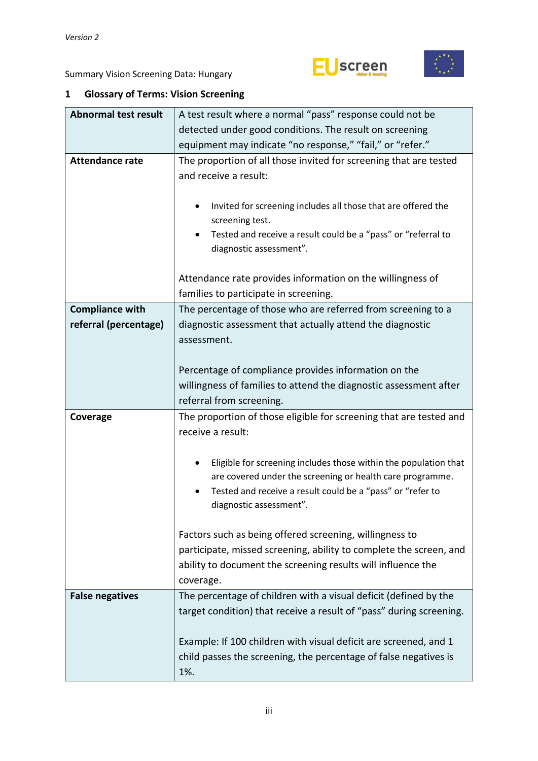Version 2

Summary Vision Screening Data: Hungary

## 1 Glossary of Terms: Vision Screening

| | |
|---|---|
| **Abnormal test result** | A test result where a normal "pass" response could not be detected under good conditions. The result on screening equipment may indicate "no response," "fail," or "refer." |
| **Attendance rate** | The proportion of all those invited for screening that are tested and receive a result:<br><br>• Invited for screening includes all those that are offered the screening test.<br>• Tested and receive a result could be a "pass" or "referral to diagnostic assessment".<br><br>Attendance rate provides information on the willingness of families to participate in screening. |
| **Compliance with referral (percentage)** | The percentage of those who are referred from screening to a diagnostic assessment that actually attend the diagnostic assessment.<br><br>Percentage of compliance provides information on the willingness of families to attend the diagnostic assessment after referral from screening. |
| **Coverage** | The proportion of those eligible for screening that are tested and receive a result:<br><br>• Eligible for screening includes those within the population that are covered under the screening or health care programme.<br>• Tested and receive a result could be a "pass" or "refer to diagnostic assessment".<br><br>Factors such as being offered screening, willingness to participate, missed screening, ability to complete the screen, and ability to document the screening results will influence the coverage. |
| **False negatives** | The percentage of children with a visual deficit (defined by the target condition) that receive a result of "pass" during screening.<br><br>Example: If 100 children with visual deficit are screened, and 1 child passes the screening, the percentage of false negatives is 1%. |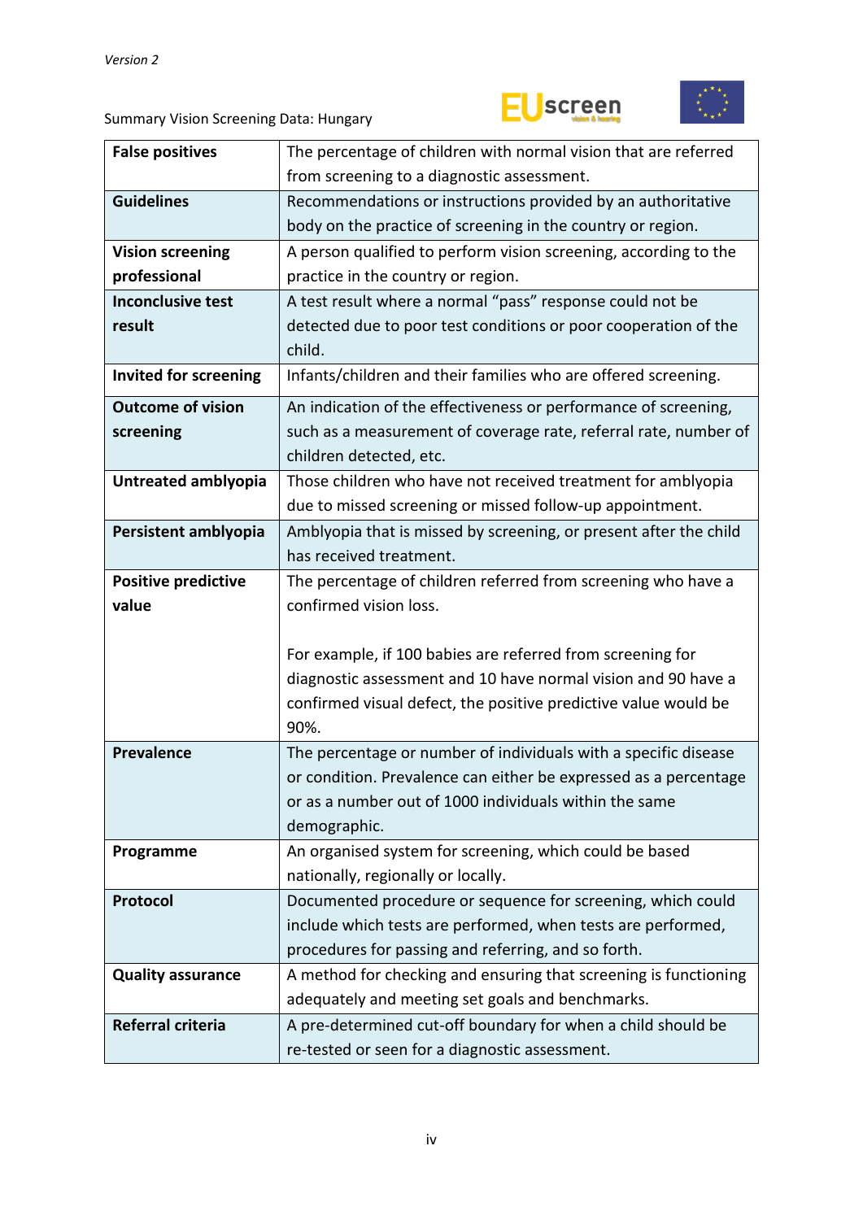| | |
|---|---|
| **False positives** | The percentage of children with normal vision that are referred from screening to a diagnostic assessment. |
| **Guidelines** | Recommendations or instructions provided by an authoritative body on the practice of screening in the country or region. |
| **Vision screening professional** | A person qualified to perform vision screening, according to the practice in the country or region. |
| **Inconclusive test result** | A test result where a normal "pass" response could not be detected due to poor test conditions or poor cooperation of the child. |
| **Invited for screening** | Infants/children and their families who are offered screening. |
| **Outcome of vision screening** | An indication of the effectiveness or performance of screening, such as a measurement of coverage rate, referral rate, number of children detected, etc. |
| **Untreated amblyopia** | Those children who have not received treatment for amblyopia due to missed screening or missed follow-up appointment. |
| **Persistent amblyopia** | Amblyopia that is missed by screening, or present after the child has received treatment. |
| **Positive predictive value** | The percentage of children referred from screening who have a confirmed vision loss.<br><br>For example, if 100 babies are referred from screening for diagnostic assessment and 10 have normal vision and 90 have a confirmed visual defect, the positive predictive value would be 90%. |
| **Prevalence** | The percentage or number of individuals with a specific disease or condition. Prevalence can either be expressed as a percentage or as a number out of 1000 individuals within the same demographic. |
| **Programme** | An organised system for screening, which could be based nationally, regionally or locally. |
| **Protocol** | Documented procedure or sequence for screening, which could include which tests are performed, when tests are performed, procedures for passing and referring, and so forth. |
| **Quality assurance** | A method for checking and ensuring that screening is functioning adequately and meeting set goals and benchmarks. |
| **Referral criteria** | A pre-determined cut-off boundary for when a child should be re-tested or seen for a diagnostic assessment. |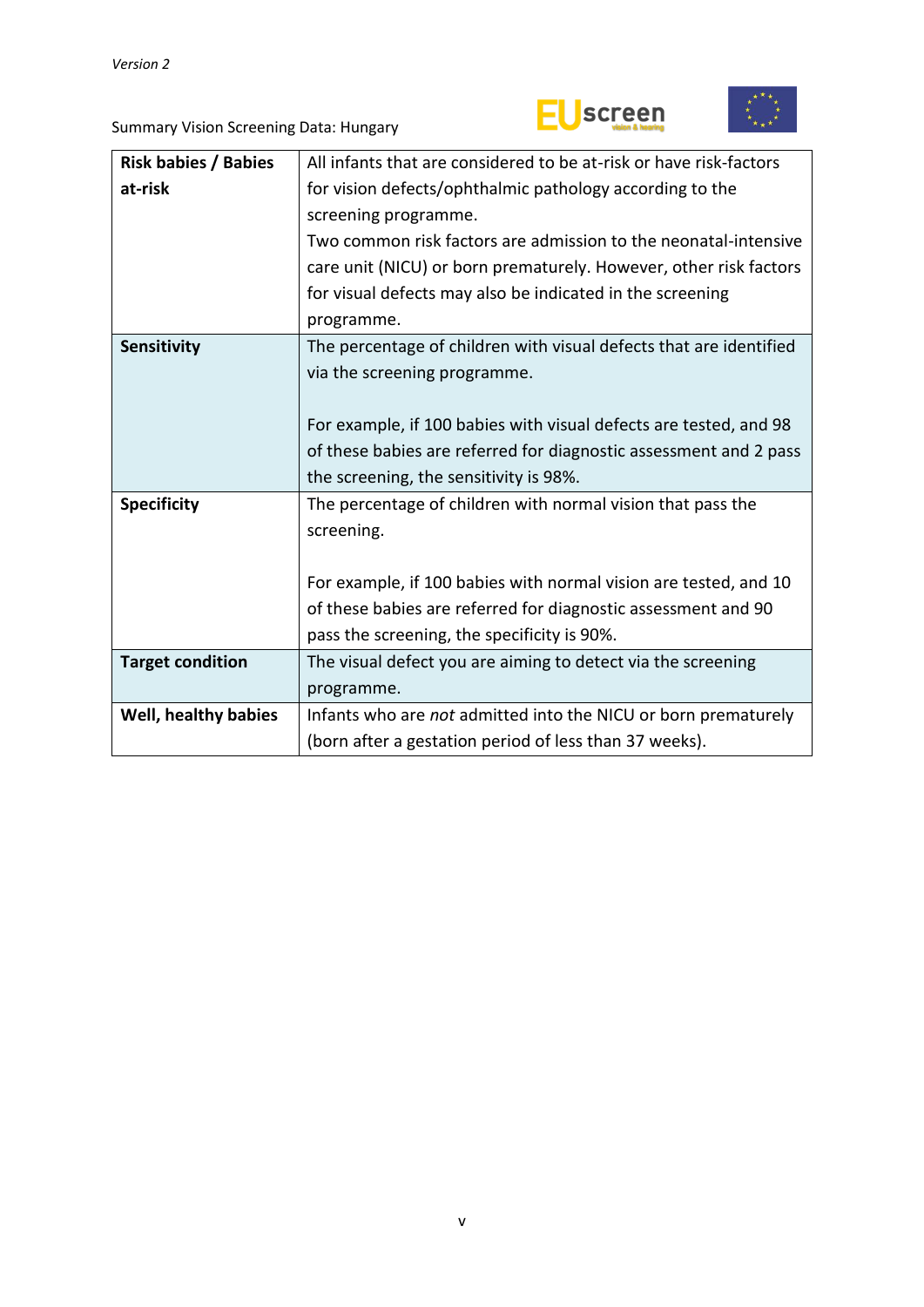| Risk babies / Babies at-risk | All infants that are considered to be at-risk or have risk-factors for vision defects/ophthalmic pathology according to the screening programme.<br>Two common risk factors are admission to the neonatal-intensive care unit (NICU) or born prematurely. However, other risk factors for visual defects may also be indicated in the screening programme. |
|---|---|
| **Sensitivity** | The percentage of children with visual defects that are identified via the screening programme.<br><br>For example, if 100 babies with visual defects are tested, and 98 of these babies are referred for diagnostic assessment and 2 pass the screening, the sensitivity is 98%. |
| **Specificity** | The percentage of children with normal vision that pass the screening.<br><br>For example, if 100 babies with normal vision are tested, and 10 of these babies are referred for diagnostic assessment and 90 pass the screening, the specificity is 90%. |
| **Target condition** | The visual defect you are aiming to detect via the screening programme. |
| **Well, healthy babies** | Infants who are *not* admitted into the NICU or born prematurely (born after a gestation period of less than 37 weeks). |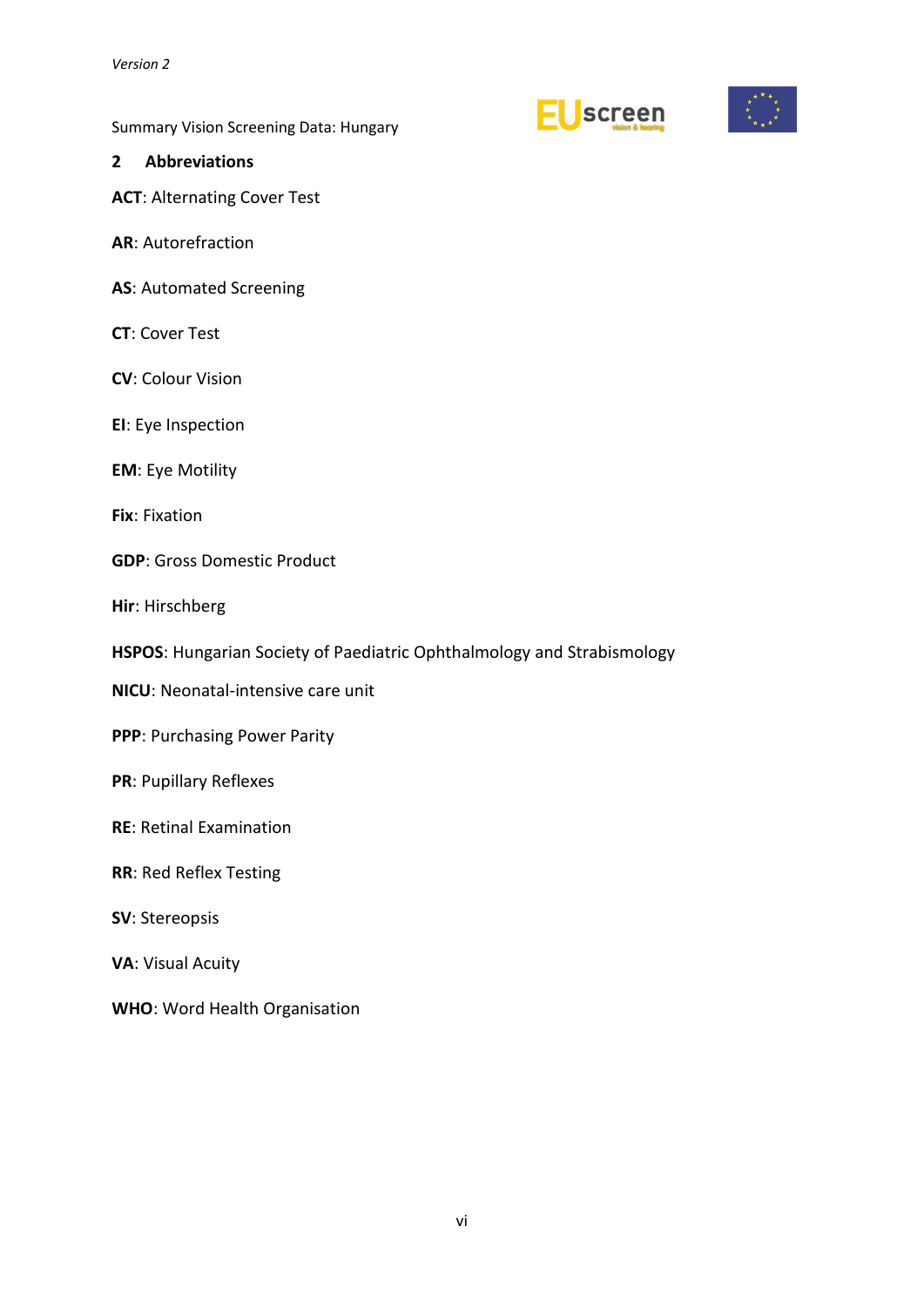## 2 Abbreviations

**ACT**: Alternating Cover Test

**AR**: Autorefraction

**AS**: Automated Screening

**CT**: Cover Test

**CV**: Colour Vision

**EI**: Eye Inspection

**EM**: Eye Motility

**Fix**: Fixation

**GDP**: Gross Domestic Product

**Hir**: Hirschberg

**HSPOS**: Hungarian Society of Paediatric Ophthalmology and Strabismology

**NICU**: Neonatal-intensive care unit

**PPP**: Purchasing Power Parity

**PR**: Pupillary Reflexes

**RE**: Retinal Examination

**RR**: Red Reflex Testing

**SV**: Stereopsis

**VA**: Visual Acuity

**WHO**: Word Health Organisation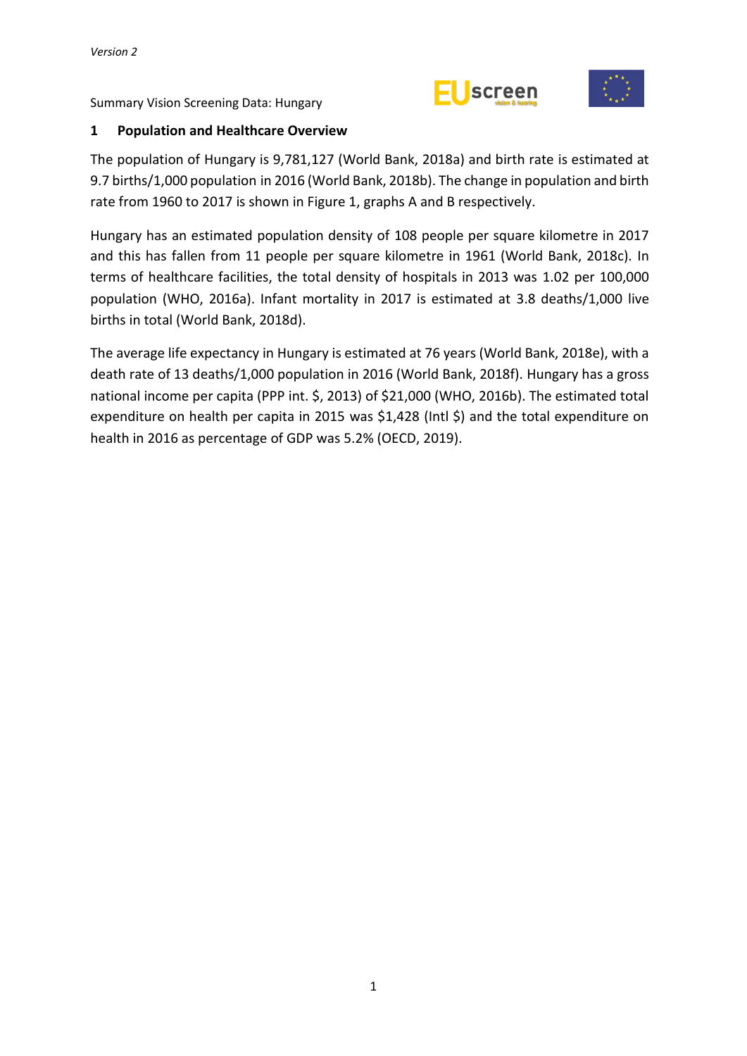## 1 Population and Healthcare Overview

The population of Hungary is 9,781,127 (World Bank, 2018a) and birth rate is estimated at 9.7 births/1,000 population in 2016 (World Bank, 2018b). The change in population and birth rate from 1960 to 2017 is shown in Figure 1, graphs A and B respectively.

Hungary has an estimated population density of 108 people per square kilometre in 2017 and this has fallen from 11 people per square kilometre in 1961 (World Bank, 2018c). In terms of healthcare facilities, the total density of hospitals in 2013 was 1.02 per 100,000 population (WHO, 2016a). Infant mortality in 2017 is estimated at 3.8 deaths/1,000 live births in total (World Bank, 2018d).

The average life expectancy in Hungary is estimated at 76 years (World Bank, 2018e), with a death rate of 13 deaths/1,000 population in 2016 (World Bank, 2018f). Hungary has a gross national income per capita (PPP int. $, 2013) of $21,000 (WHO, 2016b). The estimated total expenditure on health per capita in 2015 was $1,428 (Intl $) and the total expenditure on health in 2016 as percentage of GDP was 5.2% (OECD, 2019).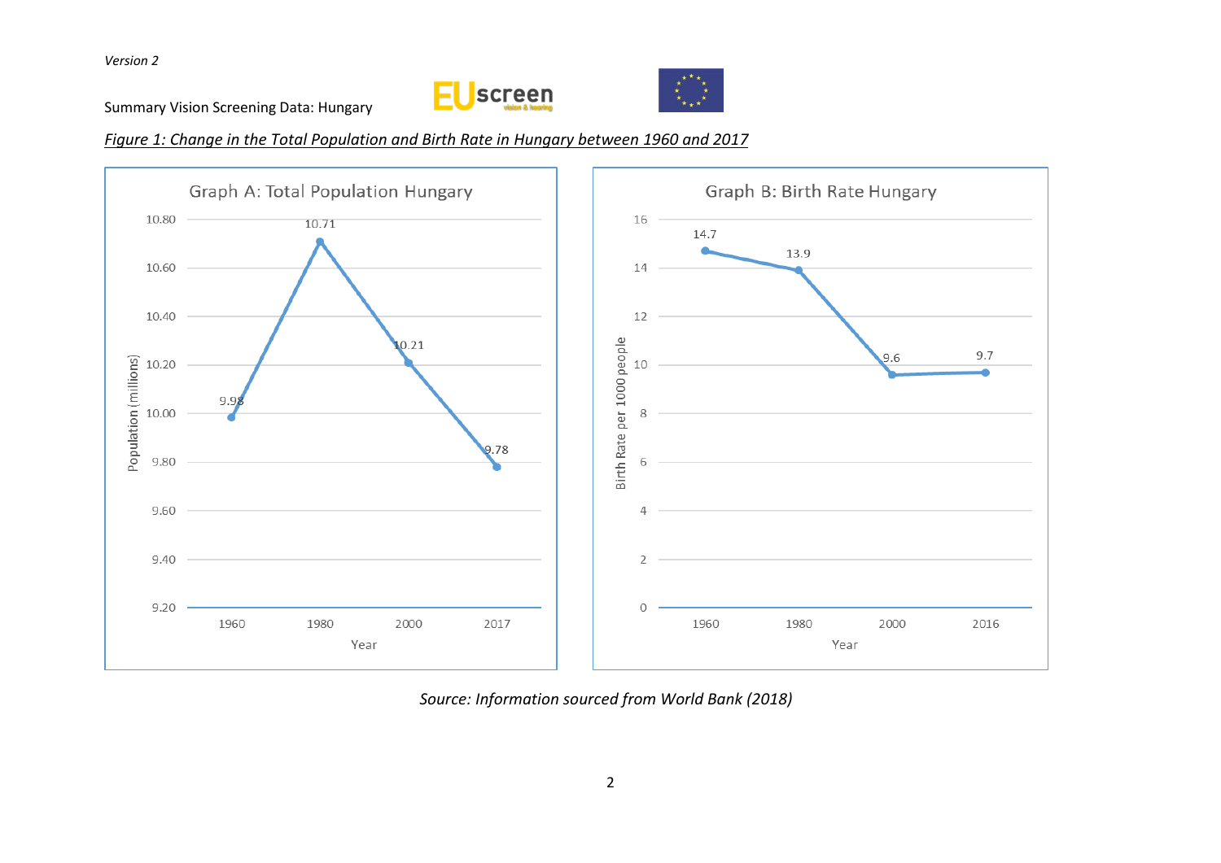*Version 2*

Summary Vision Screening Data: Hungary

*Figure 1: Change in the Total Population and Birth Rate in Hungary between 1960 and 2017*

**Graph A: Total Population Hungary**

| Year | Population (millions) |
|---|---|
| 1960 | 9.98 |
| 1980 | 10.71 |
| 2000 | 10.21 |
| 2017 | 9.78 |

**Graph B: Birth Rate Hungary**

| Year | Birth Rate per 1000 people |
|---|---|
| 1960 | 14.7 |
| 1980 | 13.9 |
| 2000 | 9.6 |
| 2016 | 9.7 |

*Source: Information sourced from World Bank (2018)*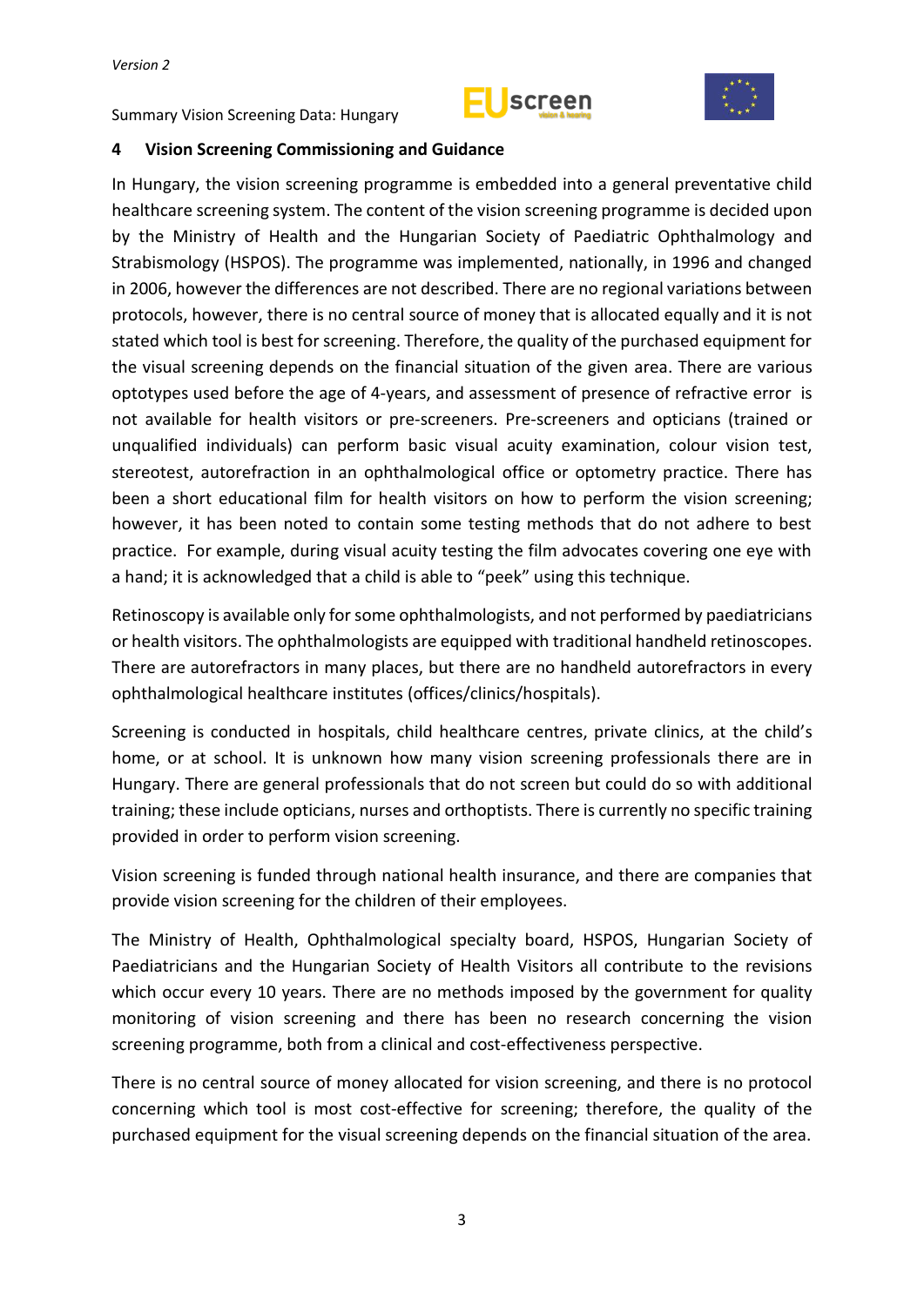## 4 Vision Screening Commissioning and Guidance

In Hungary, the vision screening programme is embedded into a general preventative child healthcare screening system. The content of the vision screening programme is decided upon by the Ministry of Health and the Hungarian Society of Paediatric Ophthalmology and Strabismology (HSPOS). The programme was implemented, nationally, in 1996 and changed in 2006, however the differences are not described. There are no regional variations between protocols, however, there is no central source of money that is allocated equally and it is not stated which tool is best for screening. Therefore, the quality of the purchased equipment for the visual screening depends on the financial situation of the given area. There are various optotypes used before the age of 4-years, and assessment of presence of refractive error is not available for health visitors or pre-screeners. Pre-screeners and opticians (trained or unqualified individuals) can perform basic visual acuity examination, colour vision test, stereotest, autorefraction in an ophthalmological office or optometry practice. There has been a short educational film for health visitors on how to perform the vision screening; however, it has been noted to contain some testing methods that do not adhere to best practice. For example, during visual acuity testing the film advocates covering one eye with a hand; it is acknowledged that a child is able to "peek" using this technique.

Retinoscopy is available only for some ophthalmologists, and not performed by paediatricians or health visitors. The ophthalmologists are equipped with traditional handheld retinoscopes. There are autorefractors in many places, but there are no handheld autorefractors in every ophthalmological healthcare institutes (offices/clinics/hospitals).

Screening is conducted in hospitals, child healthcare centres, private clinics, at the child's home, or at school. It is unknown how many vision screening professionals there are in Hungary. There are general professionals that do not screen but could do so with additional training; these include opticians, nurses and orthoptists. There is currently no specific training provided in order to perform vision screening.

Vision screening is funded through national health insurance, and there are companies that provide vision screening for the children of their employees.

The Ministry of Health, Ophthalmological specialty board, HSPOS, Hungarian Society of Paediatricians and the Hungarian Society of Health Visitors all contribute to the revisions which occur every 10 years. There are no methods imposed by the government for quality monitoring of vision screening and there has been no research concerning the vision screening programme, both from a clinical and cost-effectiveness perspective.

There is no central source of money allocated for vision screening, and there is no protocol concerning which tool is most cost-effective for screening; therefore, the quality of the purchased equipment for the visual screening depends on the financial situation of the area.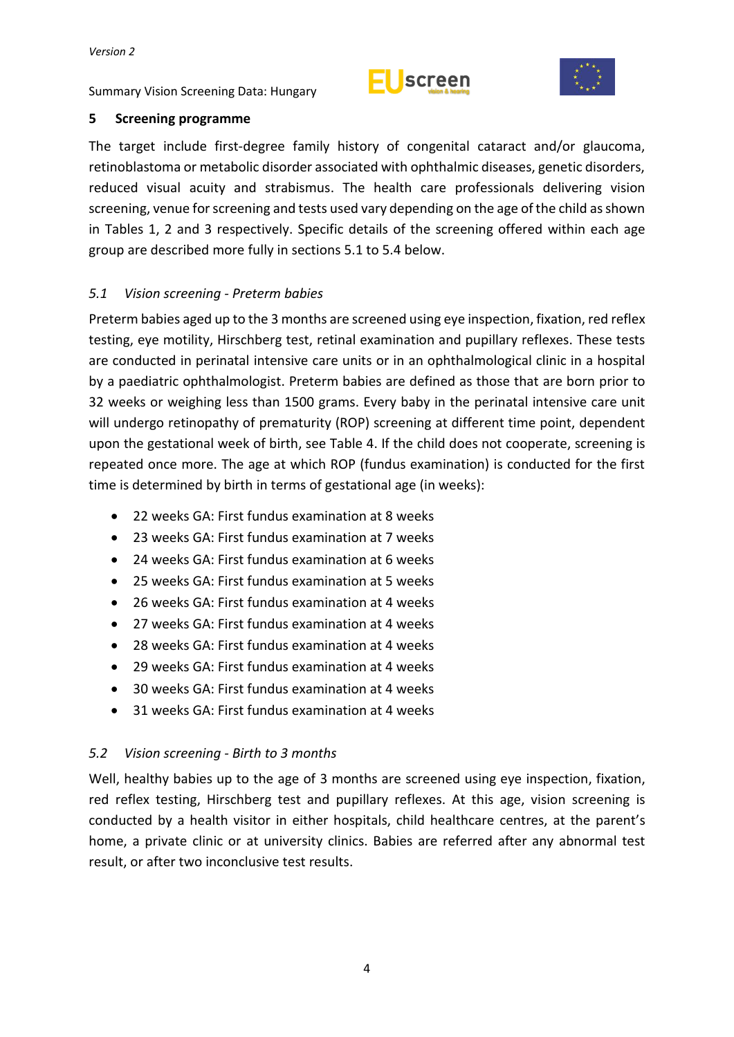## 5 Screening programme

The target include first-degree family history of congenital cataract and/or glaucoma, retinoblastoma or metabolic disorder associated with ophthalmic diseases, genetic disorders, reduced visual acuity and strabismus. The health care professionals delivering vision screening, venue for screening and tests used vary depending on the age of the child as shown in Tables 1, 2 and 3 respectively. Specific details of the screening offered within each age group are described more fully in sections 5.1 to 5.4 below.

### *5.1 Vision screening - Preterm babies*

Preterm babies aged up to the 3 months are screened using eye inspection, fixation, red reflex testing, eye motility, Hirschberg test, retinal examination and pupillary reflexes. These tests are conducted in perinatal intensive care units or in an ophthalmological clinic in a hospital by a paediatric ophthalmologist. Preterm babies are defined as those that are born prior to 32 weeks or weighing less than 1500 grams. Every baby in the perinatal intensive care unit will undergo retinopathy of prematurity (ROP) screening at different time point, dependent upon the gestational week of birth, see Table 4. If the child does not cooperate, screening is repeated once more. The age at which ROP (fundus examination) is conducted for the first time is determined by birth in terms of gestational age (in weeks):

- 22 weeks GA: First fundus examination at 8 weeks
- 23 weeks GA: First fundus examination at 7 weeks
- 24 weeks GA: First fundus examination at 6 weeks
- 25 weeks GA: First fundus examination at 5 weeks
- 26 weeks GA: First fundus examination at 4 weeks
- 27 weeks GA: First fundus examination at 4 weeks
- 28 weeks GA: First fundus examination at 4 weeks
- 29 weeks GA: First fundus examination at 4 weeks
- 30 weeks GA: First fundus examination at 4 weeks
- 31 weeks GA: First fundus examination at 4 weeks

### *5.2 Vision screening - Birth to 3 months*

Well, healthy babies up to the age of 3 months are screened using eye inspection, fixation, red reflex testing, Hirschberg test and pupillary reflexes. At this age, vision screening is conducted by a health visitor in either hospitals, child healthcare centres, at the parent's home, a private clinic or at university clinics. Babies are referred after any abnormal test result, or after two inconclusive test results.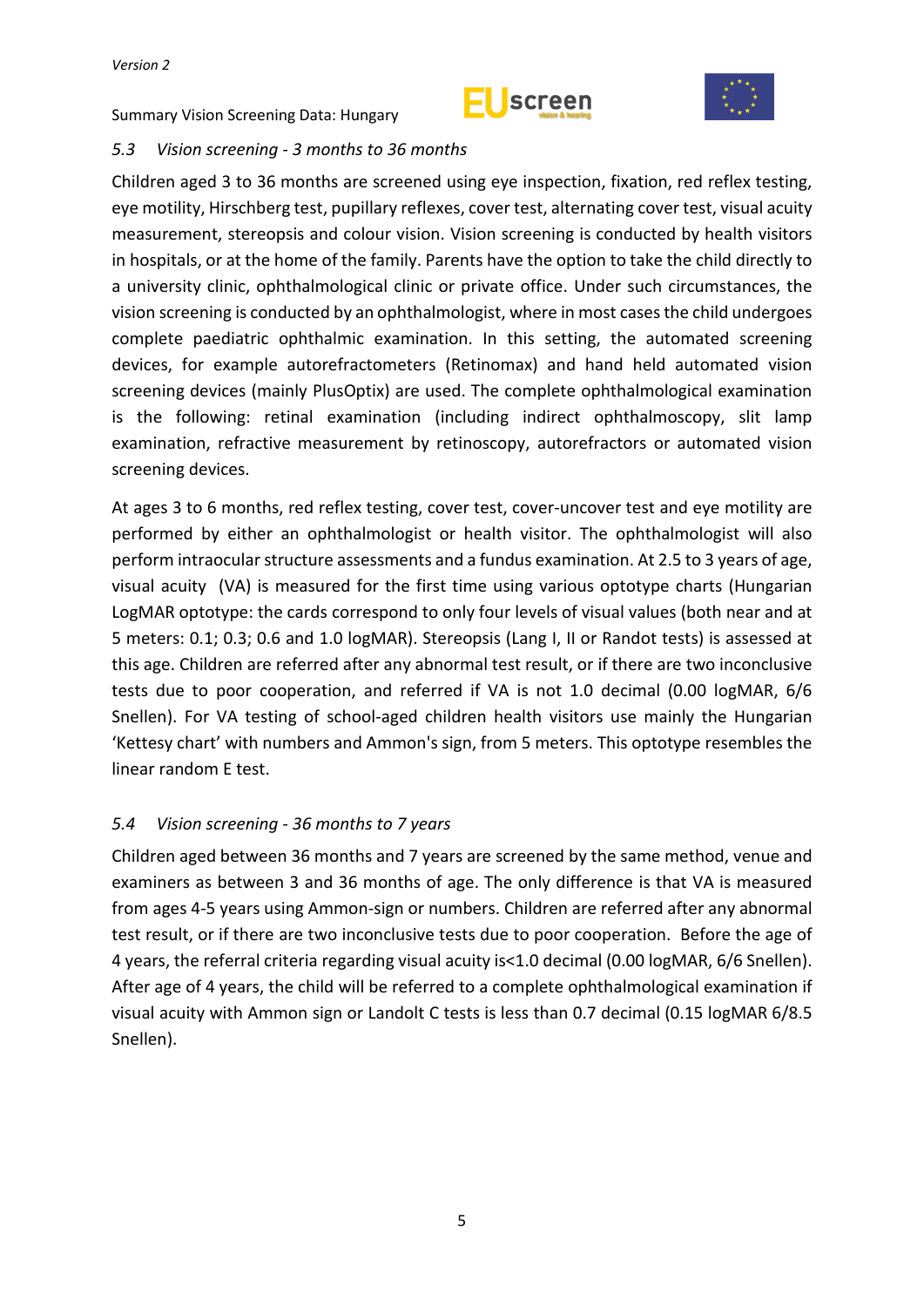### *5.3 Vision screening - 3 months to 36 months*

Children aged 3 to 36 months are screened using eye inspection, fixation, red reflex testing, eye motility, Hirschberg test, pupillary reflexes, cover test, alternating cover test, visual acuity measurement, stereopsis and colour vision. Vision screening is conducted by health visitors in hospitals, or at the home of the family. Parents have the option to take the child directly to a university clinic, ophthalmological clinic or private office. Under such circumstances, the vision screening is conducted by an ophthalmologist, where in most cases the child undergoes complete paediatric ophthalmic examination. In this setting, the automated screening devices, for example autorefractometers (Retinomax) and hand held automated vision screening devices (mainly PlusOptix) are used. The complete ophthalmological examination is the following: retinal examination (including indirect ophthalmoscopy, slit lamp examination, refractive measurement by retinoscopy, autorefractors or automated vision screening devices.

At ages 3 to 6 months, red reflex testing, cover test, cover-uncover test and eye motility are performed by either an ophthalmologist or health visitor. The ophthalmologist will also perform intraocular structure assessments and a fundus examination. At 2.5 to 3 years of age, visual acuity (VA) is measured for the first time using various optotype charts (Hungarian LogMAR optotype: the cards correspond to only four levels of visual values (both near and at 5 meters: 0.1; 0.3; 0.6 and 1.0 logMAR). Stereopsis (Lang I, II or Randot tests) is assessed at this age. Children are referred after any abnormal test result, or if there are two inconclusive tests due to poor cooperation, and referred if VA is not 1.0 decimal (0.00 logMAR, 6/6 Snellen). For VA testing of school-aged children health visitors use mainly the Hungarian 'Kettesy chart' with numbers and Ammon's sign, from 5 meters. This optotype resembles the linear random E test.

### *5.4 Vision screening - 36 months to 7 years*

Children aged between 36 months and 7 years are screened by the same method, venue and examiners as between 3 and 36 months of age. The only difference is that VA is measured from ages 4-5 years using Ammon-sign or numbers. Children are referred after any abnormal test result, or if there are two inconclusive tests due to poor cooperation. Before the age of 4 years, the referral criteria regarding visual acuity is<1.0 decimal (0.00 logMAR, 6/6 Snellen). After age of 4 years, the child will be referred to a complete ophthalmological examination if visual acuity with Ammon sign or Landolt C tests is less than 0.7 decimal (0.15 logMAR 6/8.5 Snellen).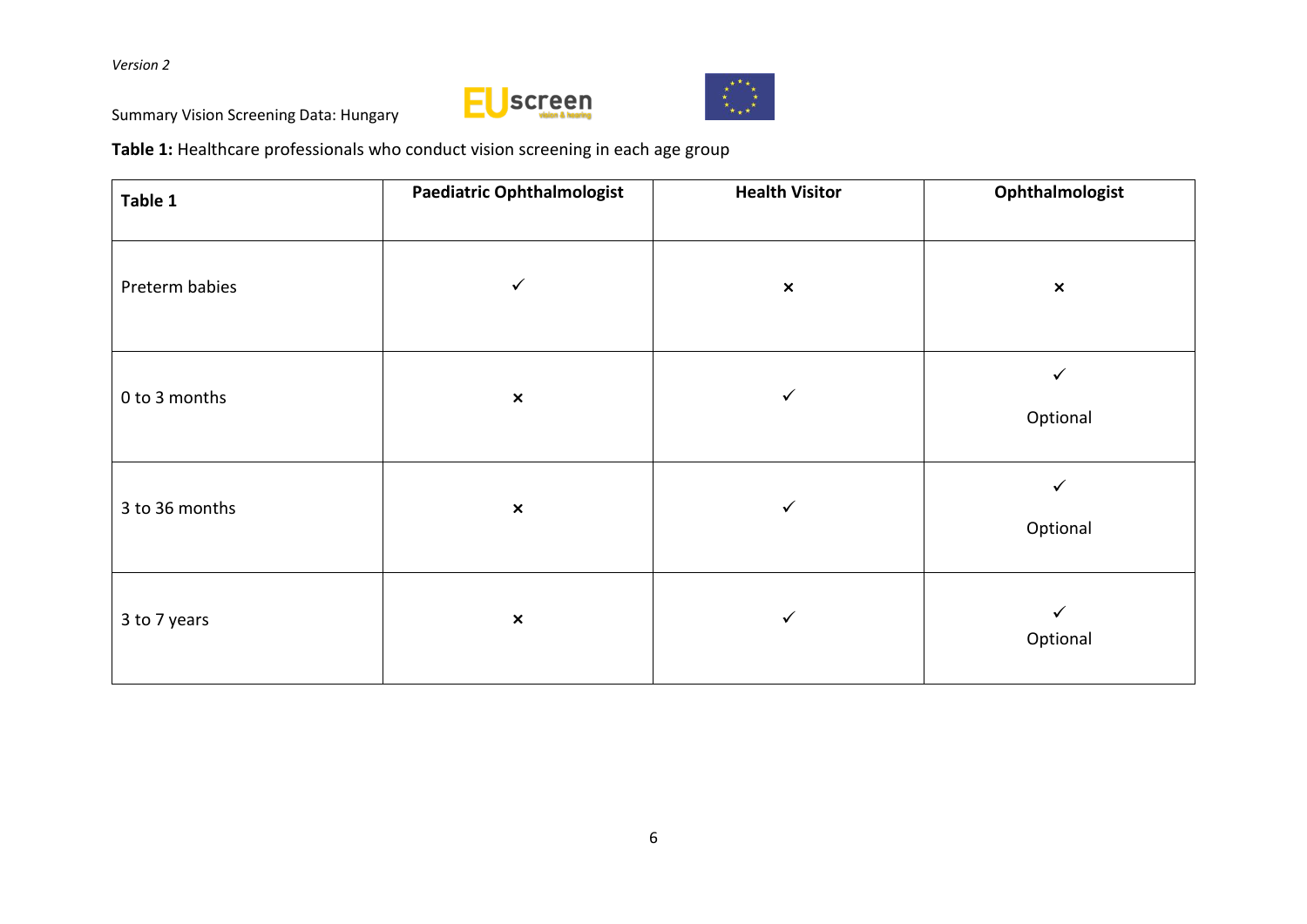Summary Vision Screening Data: Hungary

**Table 1:** Healthcare professionals who conduct vision screening in each age group

| Table 1 | Paediatric Ophthalmologist | Health Visitor | Ophthalmologist |
| --- | --- | --- | --- |
| Preterm babies | ✓ | × | × |
| 0 to 3 months | × | ✓ | ✓ Optional |
| 3 to 36 months | × | ✓ | ✓ Optional |
| 3 to 7 years | × | ✓ | ✓ Optional |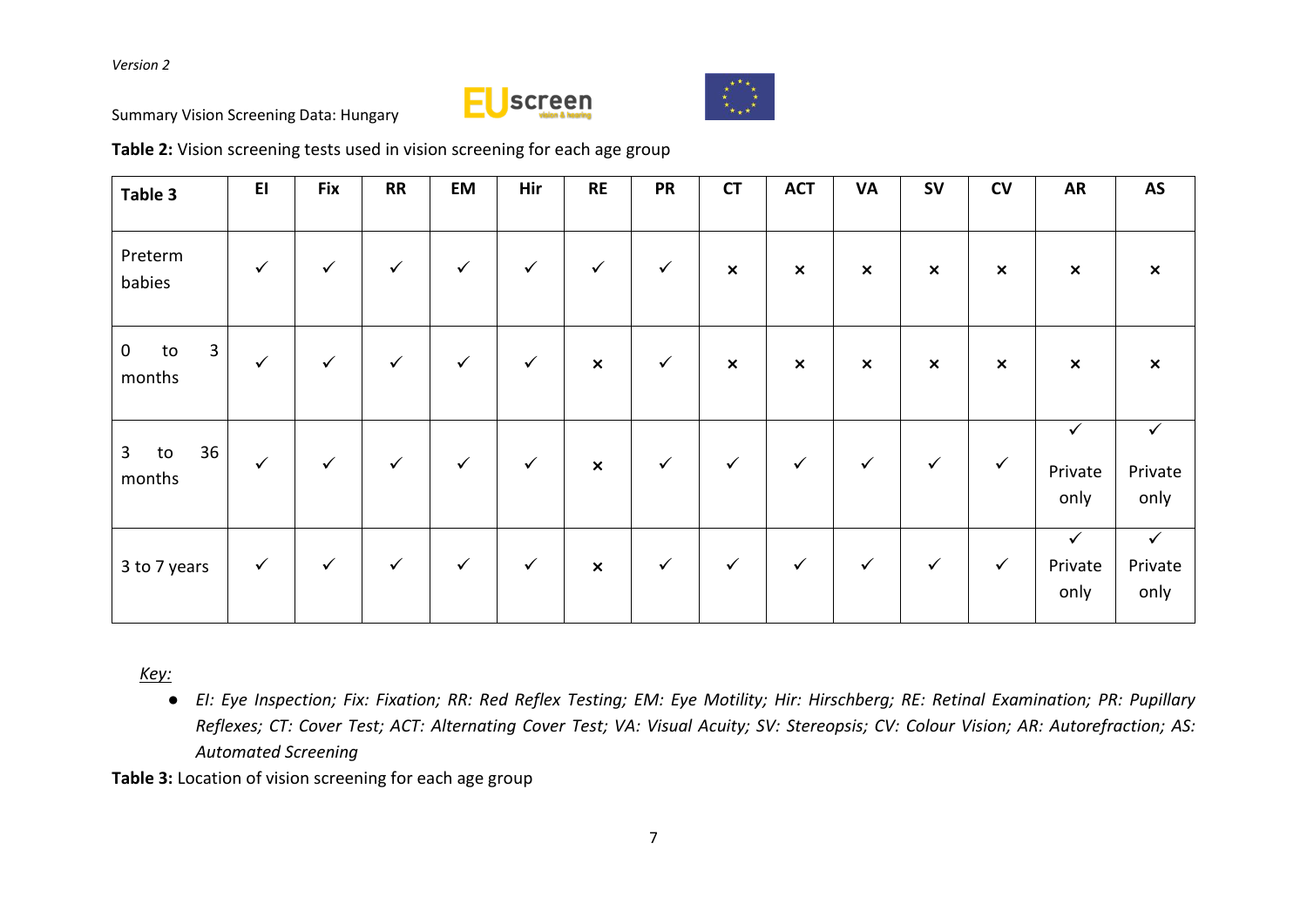**Table 2:** Vision screening tests used in vision screening for each age group

| Table 3 | EI | Fix | RR | EM | Hir | RE | PR | CT | ACT | VA | SV | CV | AR | AS |
|---|---|---|---|---|---|---|---|---|---|---|---|---|---|---|
| Preterm babies | ✓ | ✓ | ✓ | ✓ | ✓ | ✓ | ✓ | × | × | × | × | × | × | × |
| 0 to 3 months | ✓ | ✓ | ✓ | ✓ | ✓ | × | ✓ | × | × | × | × | × | × | × |
| 3 to 36 months | ✓ | ✓ | ✓ | ✓ | ✓ | × | ✓ | ✓ | ✓ | ✓ | ✓ | ✓ | ✓ Private only | ✓ Private only |
| 3 to 7 years | ✓ | ✓ | ✓ | ✓ | ✓ | × | ✓ | ✓ | ✓ | ✓ | ✓ | ✓ | ✓ Private only | ✓ Private only |

*Key:*

- *EI: Eye Inspection; Fix: Fixation; RR: Red Reflex Testing; EM: Eye Motility; Hir: Hirschberg; RE: Retinal Examination; PR: Pupillary Reflexes; CT: Cover Test; ACT: Alternating Cover Test; VA: Visual Acuity; SV: Stereopsis; CV: Colour Vision; AR: Autorefraction; AS: Automated Screening*

**Table 3:** Location of vision screening for each age group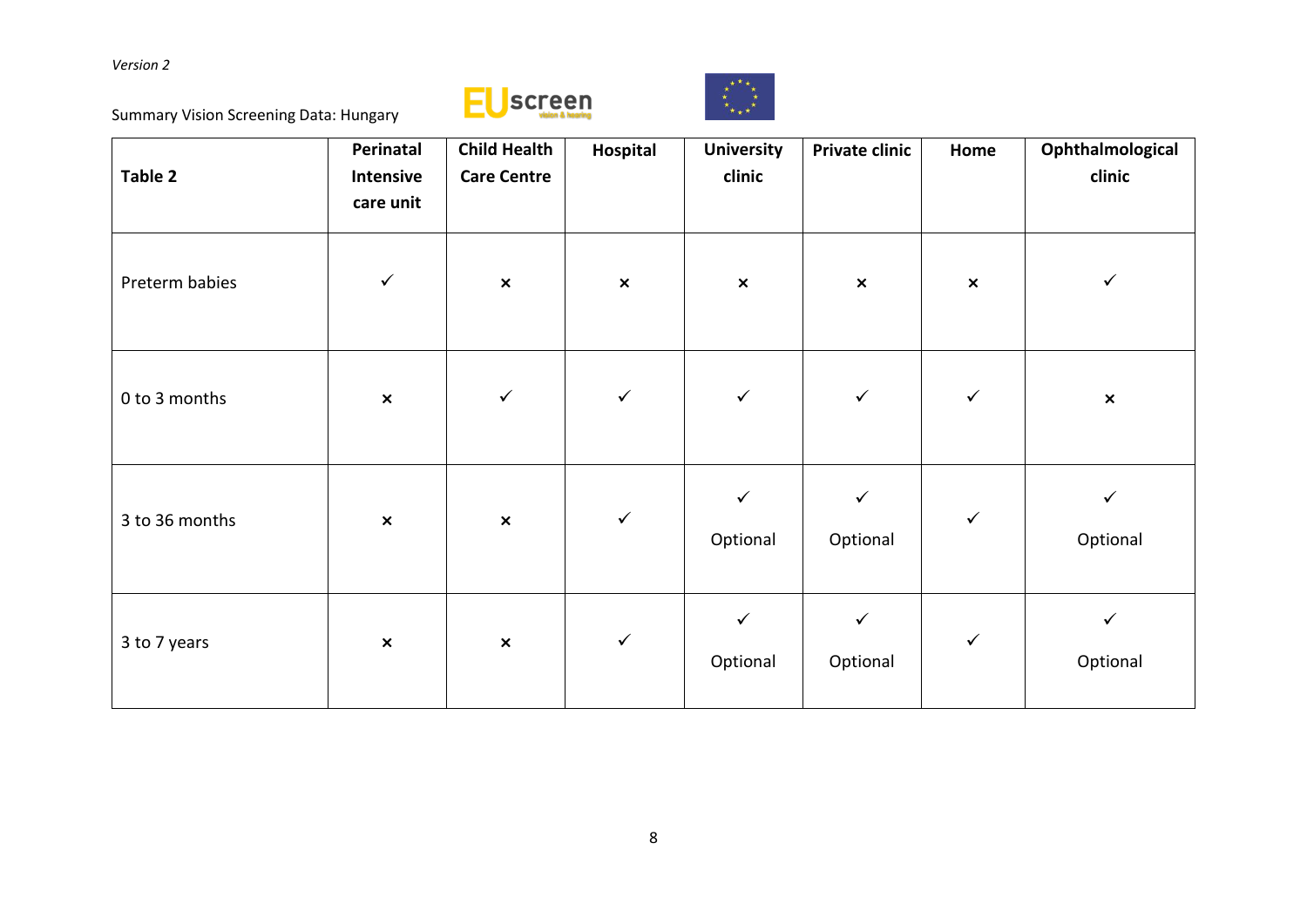*Version 2*

Summary Vision Screening Data: Hungary

| Table 2 | Perinatal Intensive care unit | Child Health Care Centre | Hospital | University clinic | Private clinic | Home | Ophthalmological clinic |
|---|---|---|---|---|---|---|---|
| Preterm babies | ✓ | × | × | × | × | × | ✓ |
| 0 to 3 months | × | ✓ | ✓ | ✓ | ✓ | ✓ | × |
| 3 to 36 months | × | × | ✓ | ✓ Optional | ✓ Optional | ✓ | ✓ Optional |
| 3 to 7 years | × | × | ✓ | ✓ Optional | ✓ Optional | ✓ | ✓ Optional |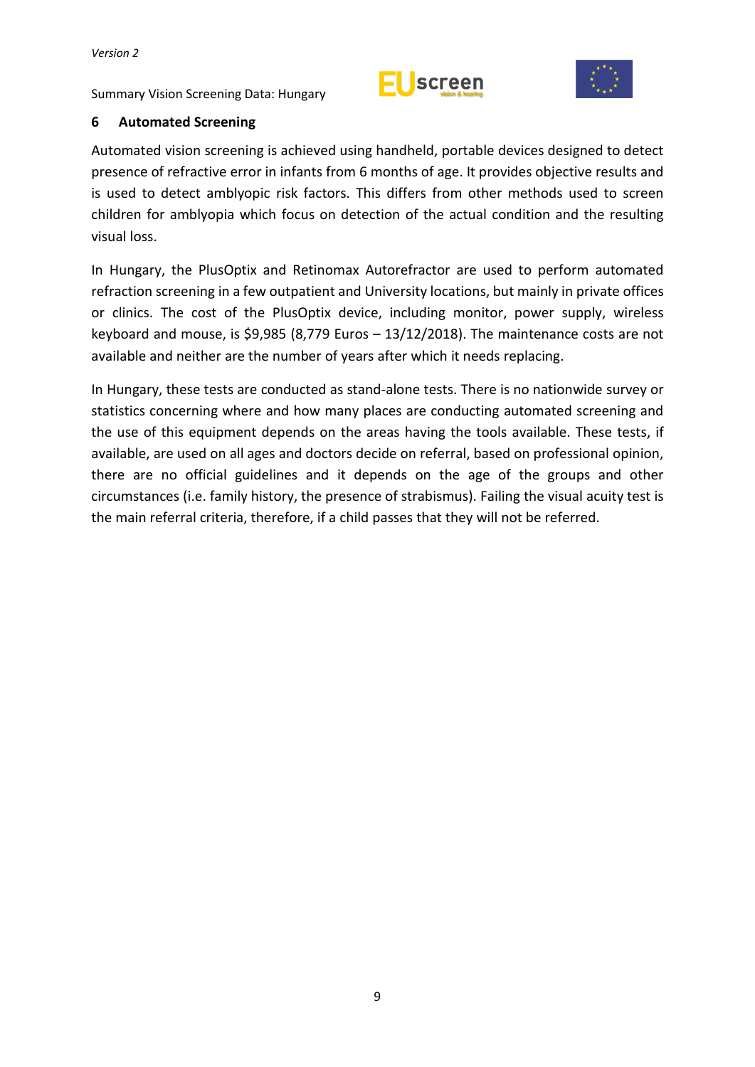## 6 Automated Screening

Automated vision screening is achieved using handheld, portable devices designed to detect presence of refractive error in infants from 6 months of age. It provides objective results and is used to detect amblyopic risk factors. This differs from other methods used to screen children for amblyopia which focus on detection of the actual condition and the resulting visual loss.

In Hungary, the PlusOptix and Retinomax Autorefractor are used to perform automated refraction screening in a few outpatient and University locations, but mainly in private offices or clinics. The cost of the PlusOptix device, including monitor, power supply, wireless keyboard and mouse, is $9,985 (8,779 Euros – 13/12/2018). The maintenance costs are not available and neither are the number of years after which it needs replacing.

In Hungary, these tests are conducted as stand-alone tests. There is no nationwide survey or statistics concerning where and how many places are conducting automated screening and the use of this equipment depends on the areas having the tools available. These tests, if available, are used on all ages and doctors decide on referral, based on professional opinion, there are no official guidelines and it depends on the age of the groups and other circumstances (i.e. family history, the presence of strabismus). Failing the visual acuity test is the main referral criteria, therefore, if a child passes that they will not be referred.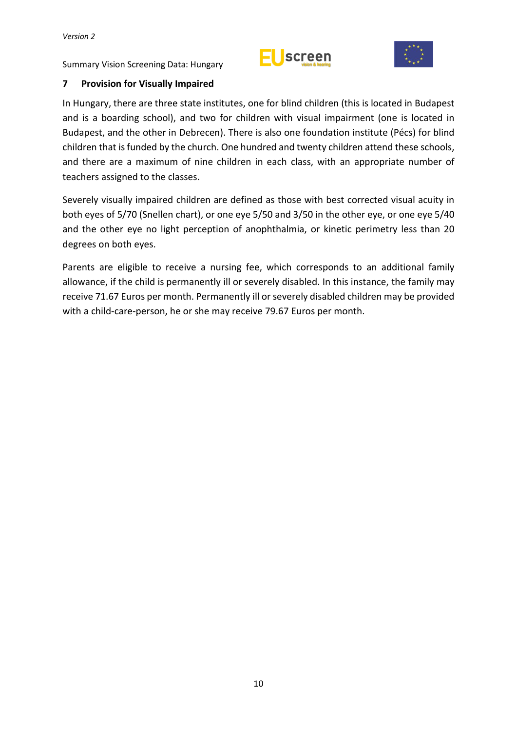## 7 Provision for Visually Impaired

In Hungary, there are three state institutes, one for blind children (this is located in Budapest and is a boarding school), and two for children with visual impairment (one is located in Budapest, and the other in Debrecen). There is also one foundation institute (Pécs) for blind children that is funded by the church. One hundred and twenty children attend these schools, and there are a maximum of nine children in each class, with an appropriate number of teachers assigned to the classes.

Severely visually impaired children are defined as those with best corrected visual acuity in both eyes of 5/70 (Snellen chart), or one eye 5/50 and 3/50 in the other eye, or one eye 5/40 and the other eye no light perception of anophthalmia, or kinetic perimetry less than 20 degrees on both eyes.

Parents are eligible to receive a nursing fee, which corresponds to an additional family allowance, if the child is permanently ill or severely disabled. In this instance, the family may receive 71.67 Euros per month. Permanently ill or severely disabled children may be provided with a child-care-person, he or she may receive 79.67 Euros per month.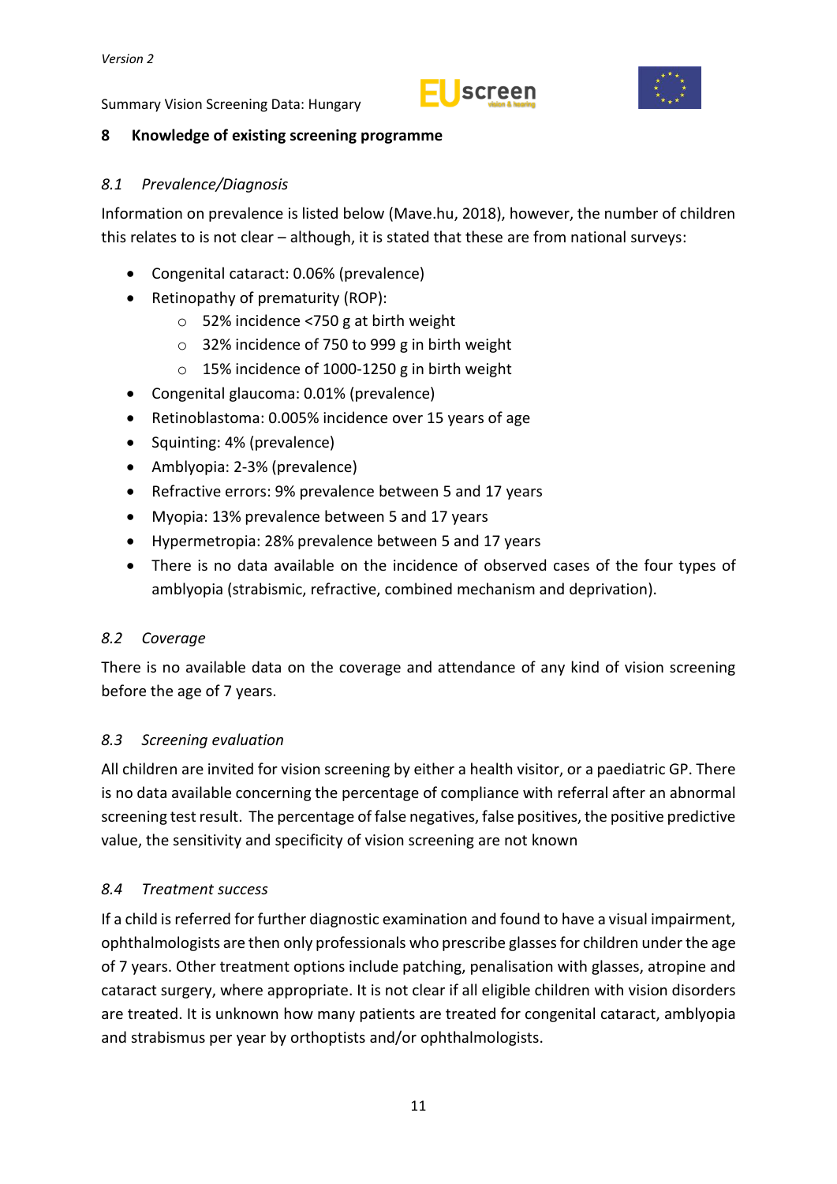## 8 Knowledge of existing screening programme

### *8.1 Prevalence/Diagnosis*

Information on prevalence is listed below (Mave.hu, 2018), however, the number of children this relates to is not clear – although, it is stated that these are from national surveys:

- Congenital cataract: 0.06% (prevalence)
- Retinopathy of prematurity (ROP):
  - 52% incidence <750 g at birth weight
  - 32% incidence of 750 to 999 g in birth weight
  - 15% incidence of 1000-1250 g in birth weight
- Congenital glaucoma: 0.01% (prevalence)
- Retinoblastoma: 0.005% incidence over 15 years of age
- Squinting: 4% (prevalence)
- Amblyopia: 2-3% (prevalence)
- Refractive errors: 9% prevalence between 5 and 17 years
- Myopia: 13% prevalence between 5 and 17 years
- Hypermetropia: 28% prevalence between 5 and 17 years
- There is no data available on the incidence of observed cases of the four types of amblyopia (strabismic, refractive, combined mechanism and deprivation).

### *8.2 Coverage*

There is no available data on the coverage and attendance of any kind of vision screening before the age of 7 years.

### *8.3 Screening evaluation*

All children are invited for vision screening by either a health visitor, or a paediatric GP. There is no data available concerning the percentage of compliance with referral after an abnormal screening test result. The percentage of false negatives, false positives, the positive predictive value, the sensitivity and specificity of vision screening are not known

### *8.4 Treatment success*

If a child is referred for further diagnostic examination and found to have a visual impairment, ophthalmologists are then only professionals who prescribe glasses for children under the age of 7 years. Other treatment options include patching, penalisation with glasses, atropine and cataract surgery, where appropriate. It is not clear if all eligible children with vision disorders are treated. It is unknown how many patients are treated for congenital cataract, amblyopia and strabismus per year by orthoptists and/or ophthalmologists.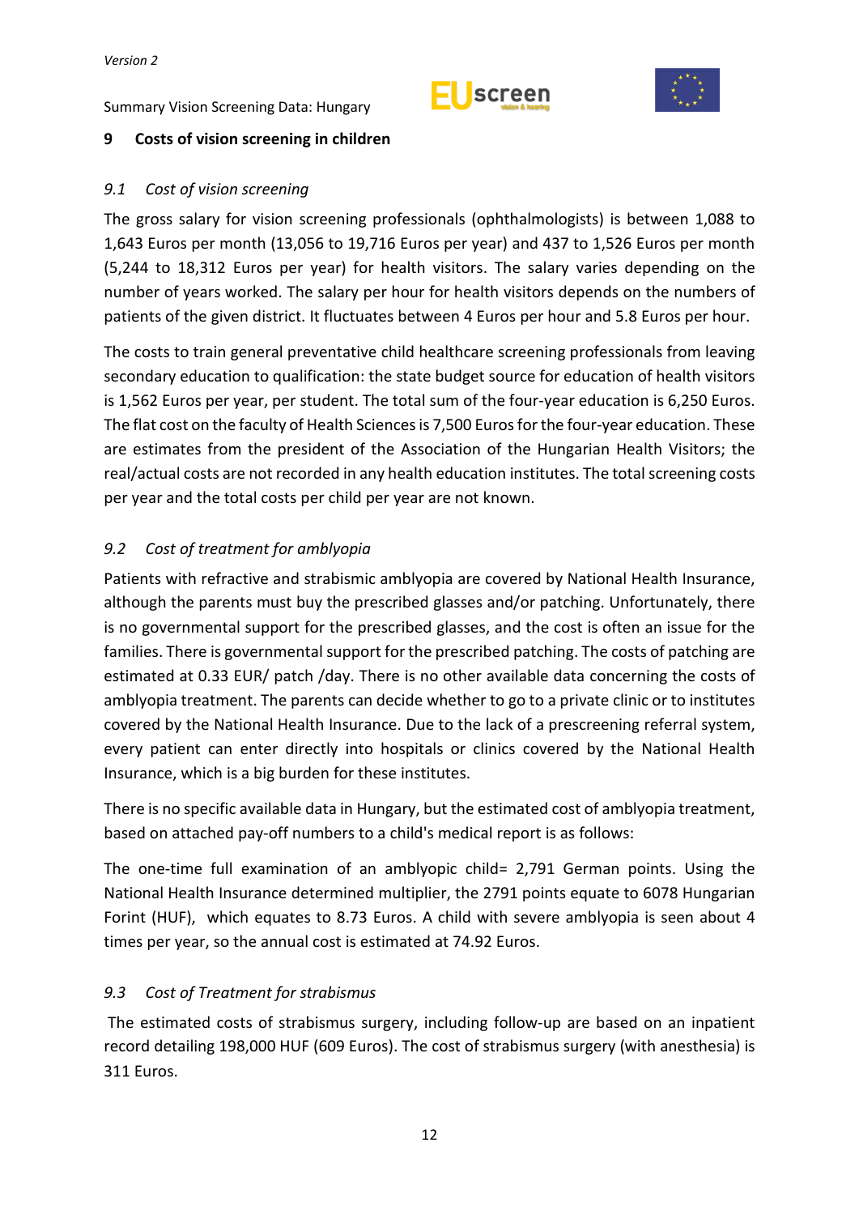## 9 Costs of vision screening in children

### *9.1 Cost of vision screening*

The gross salary for vision screening professionals (ophthalmologists) is between 1,088 to 1,643 Euros per month (13,056 to 19,716 Euros per year) and 437 to 1,526 Euros per month (5,244 to 18,312 Euros per year) for health visitors. The salary varies depending on the number of years worked. The salary per hour for health visitors depends on the numbers of patients of the given district. It fluctuates between 4 Euros per hour and 5.8 Euros per hour.

The costs to train general preventative child healthcare screening professionals from leaving secondary education to qualification: the state budget source for education of health visitors is 1,562 Euros per year, per student. The total sum of the four-year education is 6,250 Euros. The flat cost on the faculty of Health Sciences is 7,500 Euros for the four-year education. These are estimates from the president of the Association of the Hungarian Health Visitors; the real/actual costs are not recorded in any health education institutes. The total screening costs per year and the total costs per child per year are not known.

### *9.2 Cost of treatment for amblyopia*

Patients with refractive and strabismic amblyopia are covered by National Health Insurance, although the parents must buy the prescribed glasses and/or patching. Unfortunately, there is no governmental support for the prescribed glasses, and the cost is often an issue for the families. There is governmental support for the prescribed patching. The costs of patching are estimated at 0.33 EUR/ patch /day. There is no other available data concerning the costs of amblyopia treatment. The parents can decide whether to go to a private clinic or to institutes covered by the National Health Insurance. Due to the lack of a prescreening referral system, every patient can enter directly into hospitals or clinics covered by the National Health Insurance, which is a big burden for these institutes.

There is no specific available data in Hungary, but the estimated cost of amblyopia treatment, based on attached pay-off numbers to a child's medical report is as follows:

The one-time full examination of an amblyopic child= 2,791 German points. Using the National Health Insurance determined multiplier, the 2791 points equate to 6078 Hungarian Forint (HUF), which equates to 8.73 Euros. A child with severe amblyopia is seen about 4 times per year, so the annual cost is estimated at 74.92 Euros.

### *9.3 Cost of Treatment for strabismus*

The estimated costs of strabismus surgery, including follow-up are based on an inpatient record detailing 198,000 HUF (609 Euros). The cost of strabismus surgery (with anesthesia) is 311 Euros.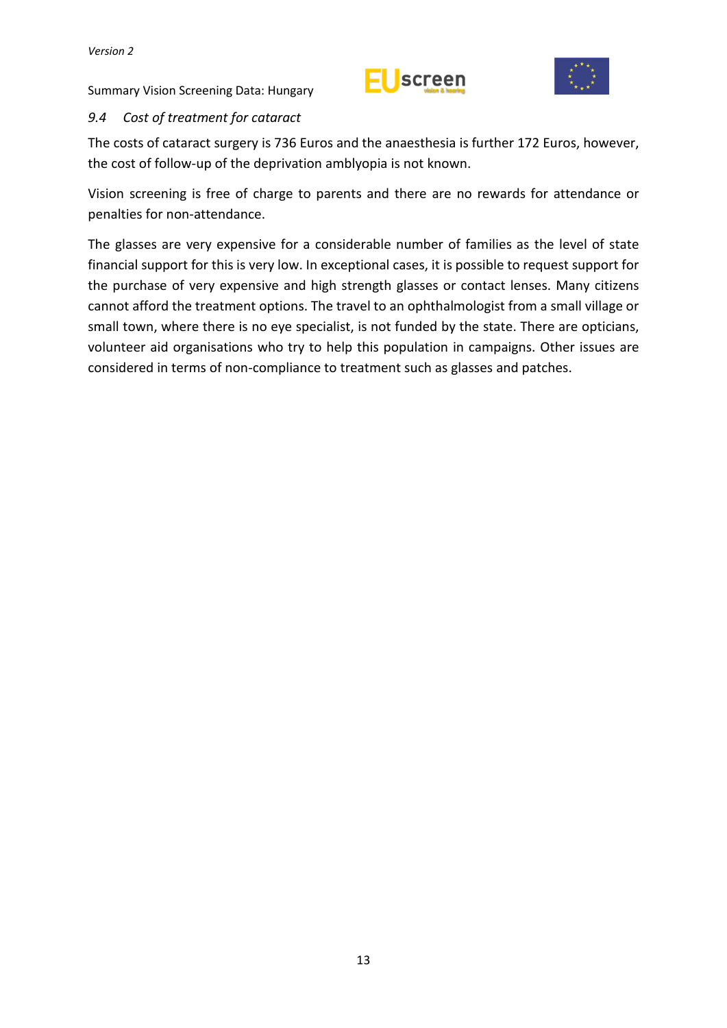### *9.4 Cost of treatment for cataract*

The costs of cataract surgery is 736 Euros and the anaesthesia is further 172 Euros, however, the cost of follow-up of the deprivation amblyopia is not known.

Vision screening is free of charge to parents and there are no rewards for attendance or penalties for non-attendance.

The glasses are very expensive for a considerable number of families as the level of state financial support for this is very low. In exceptional cases, it is possible to request support for the purchase of very expensive and high strength glasses or contact lenses. Many citizens cannot afford the treatment options. The travel to an ophthalmologist from a small village or small town, where there is no eye specialist, is not funded by the state. There are opticians, volunteer aid organisations who try to help this population in campaigns. Other issues are considered in terms of non-compliance to treatment such as glasses and patches.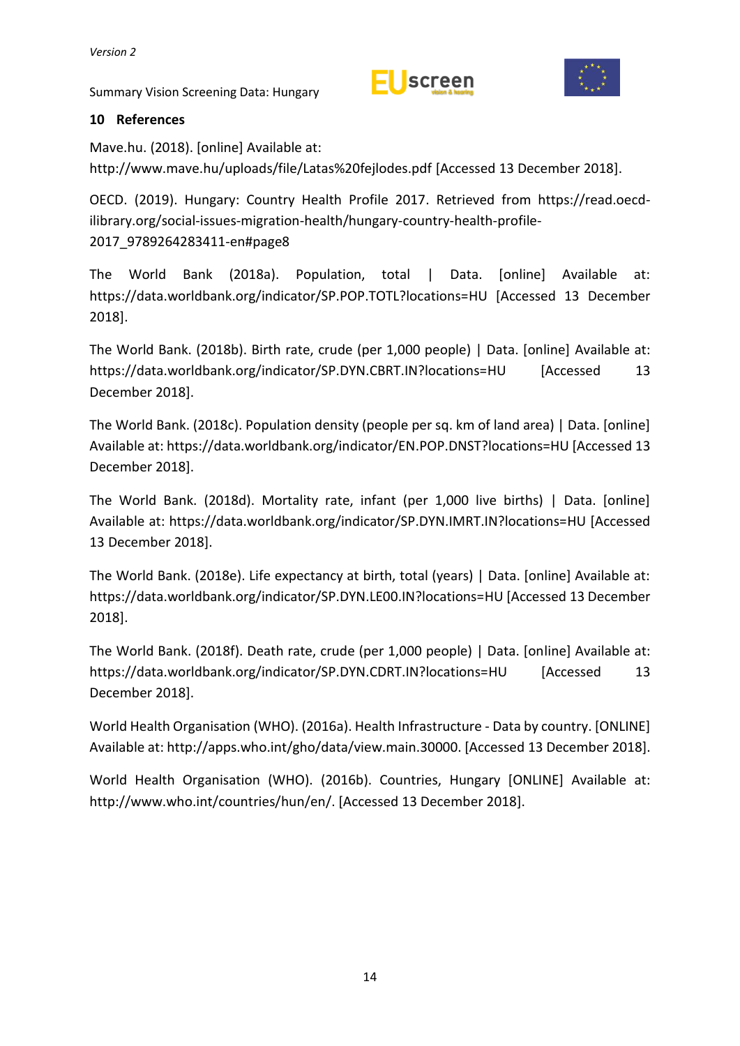## 10 References

Mave.hu. (2018). [online] Available at: http://www.mave.hu/uploads/file/Latas%20fejlodes.pdf [Accessed 13 December 2018].

OECD. (2019). Hungary: Country Health Profile 2017. Retrieved from https://read.oecd-ilibrary.org/social-issues-migration-health/hungary-country-health-profile-2017_9789264283411-en#page8

The World Bank (2018a). Population, total | Data. [online] Available at: https://data.worldbank.org/indicator/SP.POP.TOTL?locations=HU [Accessed 13 December 2018].

The World Bank. (2018b). Birth rate, crude (per 1,000 people) | Data. [online] Available at: https://data.worldbank.org/indicator/SP.DYN.CBRT.IN?locations=HU [Accessed 13 December 2018].

The World Bank. (2018c). Population density (people per sq. km of land area) | Data. [online] Available at: https://data.worldbank.org/indicator/EN.POP.DNST?locations=HU [Accessed 13 December 2018].

The World Bank. (2018d). Mortality rate, infant (per 1,000 live births) | Data. [online] Available at: https://data.worldbank.org/indicator/SP.DYN.IMRT.IN?locations=HU [Accessed 13 December 2018].

The World Bank. (2018e). Life expectancy at birth, total (years) | Data. [online] Available at: https://data.worldbank.org/indicator/SP.DYN.LE00.IN?locations=HU [Accessed 13 December 2018].

The World Bank. (2018f). Death rate, crude (per 1,000 people) | Data. [online] Available at: https://data.worldbank.org/indicator/SP.DYN.CDRT.IN?locations=HU [Accessed 13 December 2018].

World Health Organisation (WHO). (2016a). Health Infrastructure - Data by country. [ONLINE] Available at: http://apps.who.int/gho/data/view.main.30000. [Accessed 13 December 2018].

World Health Organisation (WHO). (2016b). Countries, Hungary [ONLINE] Available at: http://www.who.int/countries/hun/en/. [Accessed 13 December 2018].